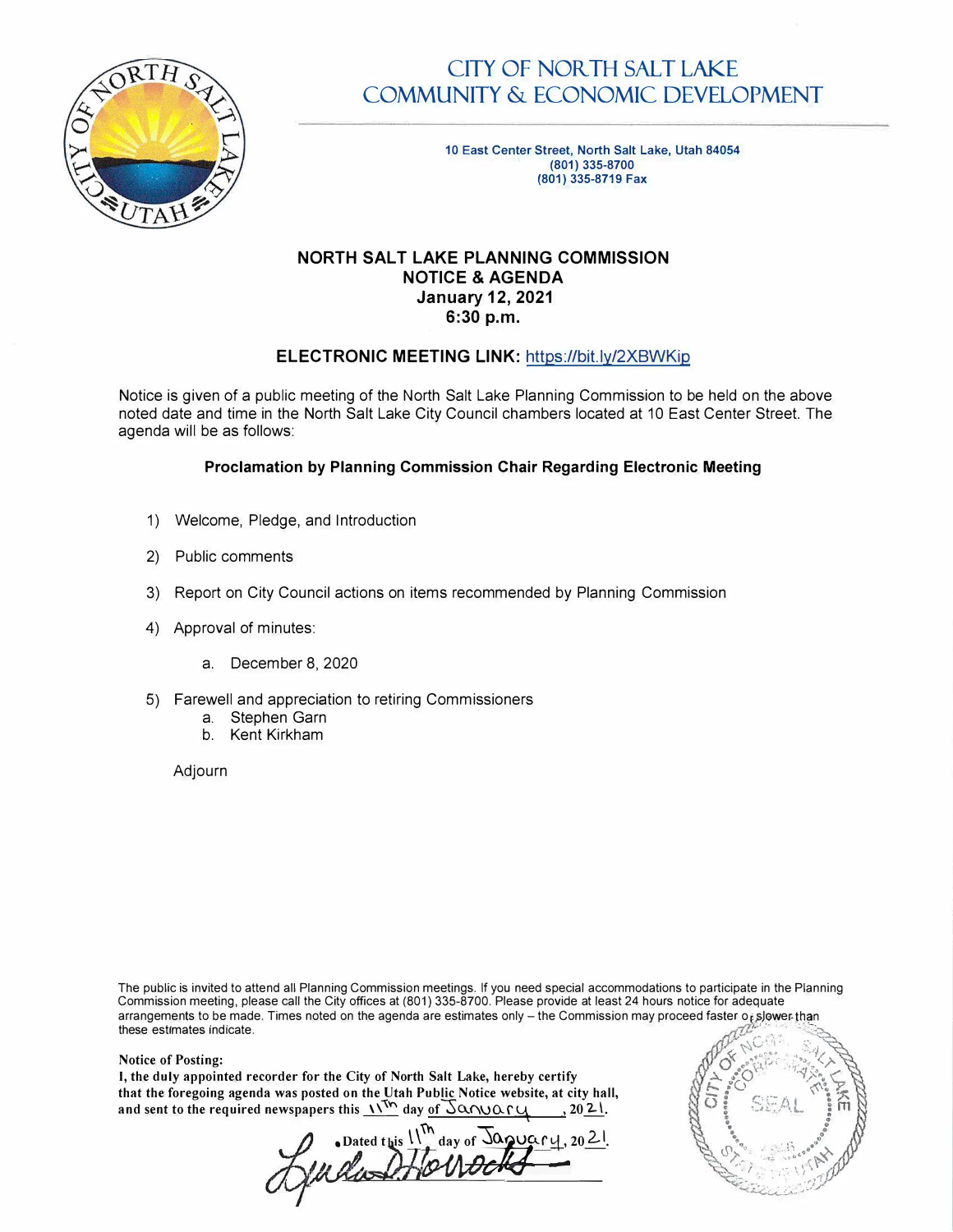# CITY OF NORTH SALT LAKE
# COMMUNITY & ECONOMIC DEVELOPMENT

**10 East Center Street, North Salt Lake, Utah 84054**
**(801) 335-8700**
**(801) 335-8719 Fax**

## NORTH SALT LAKE PLANNING COMMISSION
## NOTICE & AGENDA
## January 12, 2021
## 6:30 p.m.

### ELECTRONIC MEETING LINK: https://bit.ly/2XBWKip

Notice is given of a public meeting of the North Salt Lake Planning Commission to be held on the above noted date and time in the North Salt Lake City Council chambers located at 10 East Center Street. The agenda will be as follows:

**Proclamation by Planning Commission Chair Regarding Electronic Meeting**

1) Welcome, Pledge, and Introduction
2) Public comments
3) Report on City Council actions on items recommended by Planning Commission
4) Approval of minutes:
   a. December 8, 2020
5) Farewell and appreciation to retiring Commissioners
   a. Stephen Garn
   b. Kent Kirkham

Adjourn

The public is invited to attend all Planning Commission meetings. If you need special accommodations to participate in the Planning Commission meeting, please call the City offices at (801) 335-8700. Please provide at least 24 hours notice for adequate arrangements to be made. Times noted on the agenda are estimates only – the Commission may proceed faster or slower than these estimates indicate.

**Notice of Posting:**
**I, the duly appointed recorder for the City of North Salt Lake, hereby certify that the foregoing agenda was posted on the Utah Public Notice website, at city hall, and sent to the required newspapers this 11th day of January, 2021.**

**Dated this 11th day of January, 2021.**

Linda D. Horrocks

CITY OF NORTH SALT LAKE CORPORATE SEAL STATE OF UTAH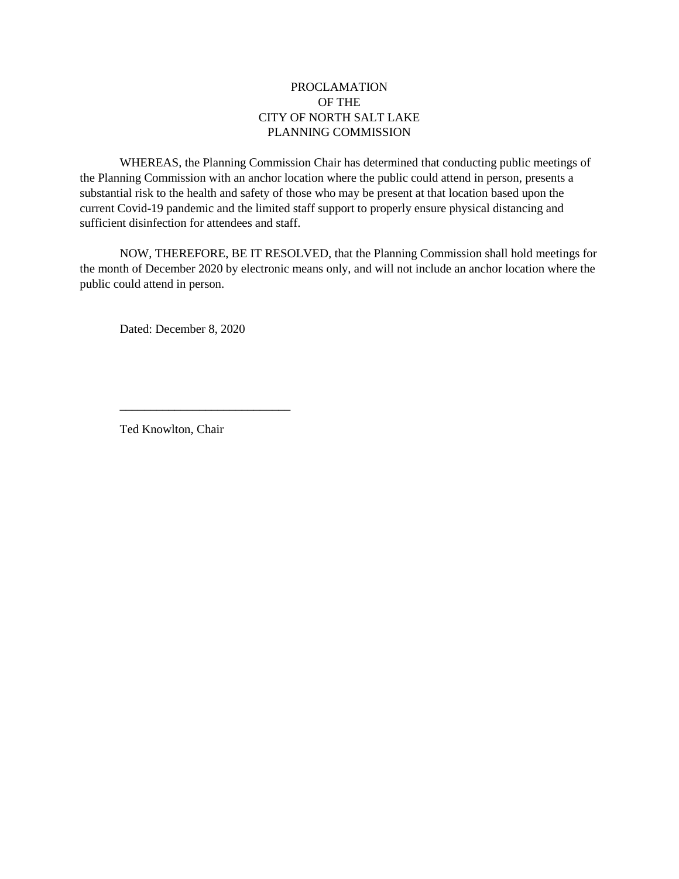# PROCLAMATION
# OF THE
# CITY OF NORTH SALT LAKE
# PLANNING COMMISSION

WHEREAS, the Planning Commission Chair has determined that conducting public meetings of the Planning Commission with an anchor location where the public could attend in person, presents a substantial risk to the health and safety of those who may be present at that location based upon the current Covid-19 pandemic and the limited staff support to properly ensure physical distancing and sufficient disinfection for attendees and staff.

NOW, THEREFORE, BE IT RESOLVED, that the Planning Commission shall hold meetings for the month of December 2020 by electronic means only, and will not include an anchor location where the public could attend in person.

Dated: December 8, 2020

___________________________

Ted Knowlton, Chair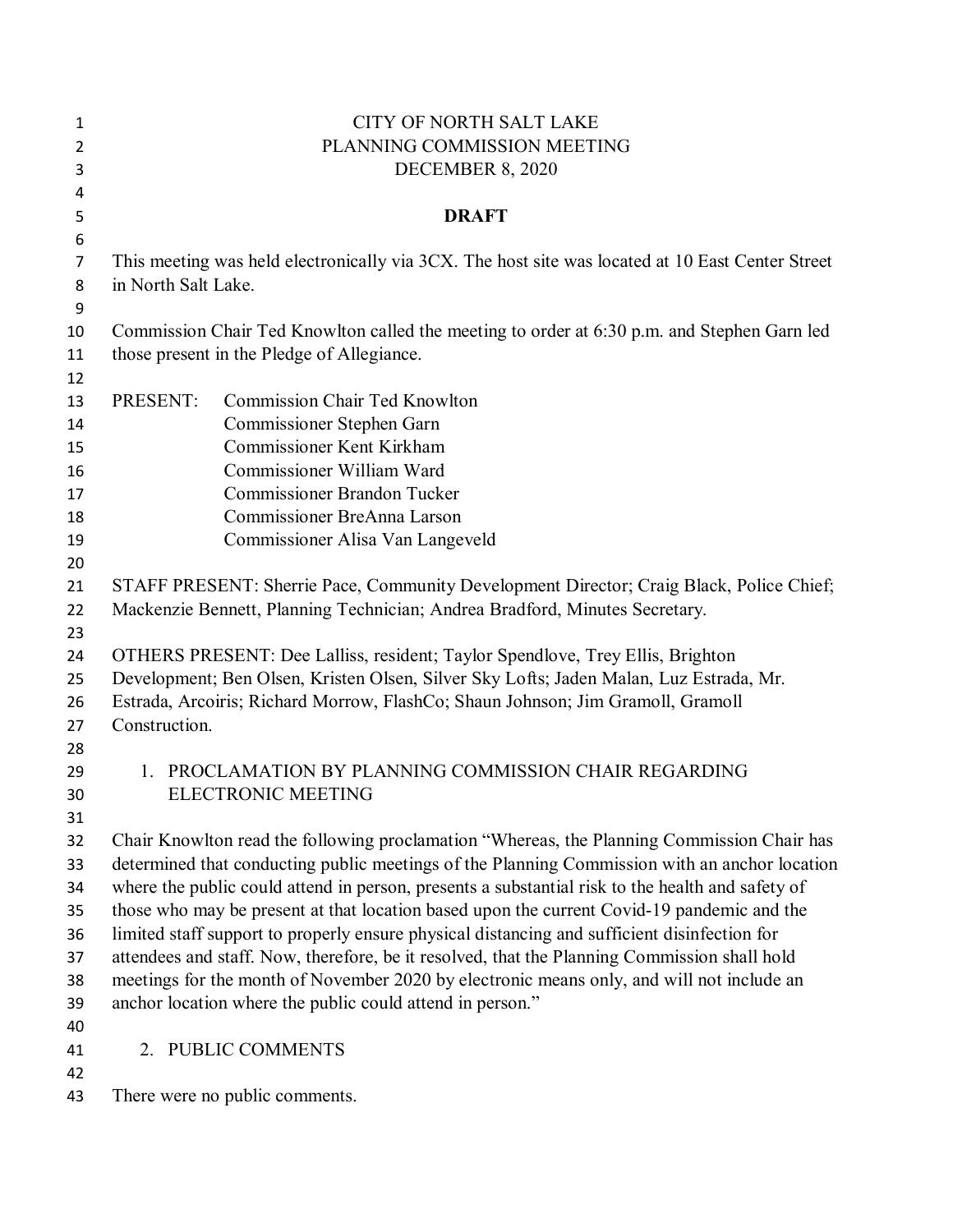CITY OF NORTH SALT LAKE
PLANNING COMMISSION MEETING
DECEMBER 8, 2020

**DRAFT**

This meeting was held electronically via 3CX. The host site was located at 10 East Center Street in North Salt Lake.

Commission Chair Ted Knowlton called the meeting to order at 6:30 p.m. and Stephen Garn led those present in the Pledge of Allegiance.

PRESENT: Commission Chair Ted Knowlton
Commissioner Stephen Garn
Commissioner Kent Kirkham
Commissioner William Ward
Commissioner Brandon Tucker
Commissioner BreAnna Larson
Commissioner Alisa Van Langeveld

STAFF PRESENT: Sherrie Pace, Community Development Director; Craig Black, Police Chief; Mackenzie Bennett, Planning Technician; Andrea Bradford, Minutes Secretary.

OTHERS PRESENT: Dee Lalliss, resident; Taylor Spendlove, Trey Ellis, Brighton Development; Ben Olsen, Kristen Olsen, Silver Sky Lofts; Jaden Malan, Luz Estrada, Mr. Estrada, Arcoiris; Richard Morrow, FlashCo; Shaun Johnson; Jim Gramoll, Gramoll Construction.

1. PROCLAMATION BY PLANNING COMMISSION CHAIR REGARDING ELECTRONIC MEETING

Chair Knowlton read the following proclamation "Whereas, the Planning Commission Chair has determined that conducting public meetings of the Planning Commission with an anchor location where the public could attend in person, presents a substantial risk to the health and safety of those who may be present at that location based upon the current Covid-19 pandemic and the limited staff support to properly ensure physical distancing and sufficient disinfection for attendees and staff. Now, therefore, be it resolved, that the Planning Commission shall hold meetings for the month of November 2020 by electronic means only, and will not include an anchor location where the public could attend in person."

2. PUBLIC COMMENTS

There were no public comments.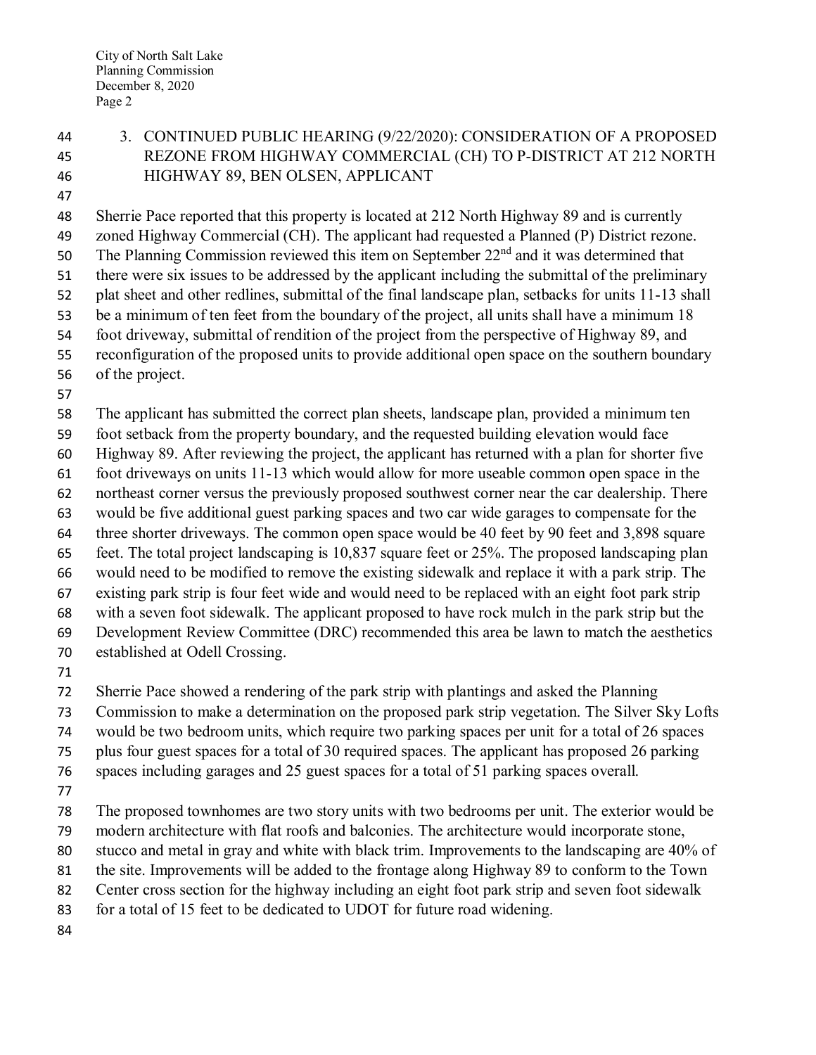3. CONTINUED PUBLIC HEARING (9/22/2020): CONSIDERATION OF A PROPOSED REZONE FROM HIGHWAY COMMERCIAL (CH) TO P-DISTRICT AT 212 NORTH HIGHWAY 89, BEN OLSEN, APPLICANT

Sherrie Pace reported that this property is located at 212 North Highway 89 and is currently zoned Highway Commercial (CH). The applicant had requested a Planned (P) District rezone. The Planning Commission reviewed this item on September 22nd and it was determined that there were six issues to be addressed by the applicant including the submittal of the preliminary plat sheet and other redlines, submittal of the final landscape plan, setbacks for units 11-13 shall be a minimum of ten feet from the boundary of the project, all units shall have a minimum 18 foot driveway, submittal of rendition of the project from the perspective of Highway 89, and reconfiguration of the proposed units to provide additional open space on the southern boundary of the project.

The applicant has submitted the correct plan sheets, landscape plan, provided a minimum ten foot setback from the property boundary, and the requested building elevation would face Highway 89. After reviewing the project, the applicant has returned with a plan for shorter five foot driveways on units 11-13 which would allow for more useable common open space in the northeast corner versus the previously proposed southwest corner near the car dealership. There would be five additional guest parking spaces and two car wide garages to compensate for the three shorter driveways. The common open space would be 40 feet by 90 feet and 3,898 square feet. The total project landscaping is 10,837 square feet or 25%. The proposed landscaping plan would need to be modified to remove the existing sidewalk and replace it with a park strip. The existing park strip is four feet wide and would need to be replaced with an eight foot park strip with a seven foot sidewalk. The applicant proposed to have rock mulch in the park strip but the Development Review Committee (DRC) recommended this area be lawn to match the aesthetics established at Odell Crossing.

Sherrie Pace showed a rendering of the park strip with plantings and asked the Planning Commission to make a determination on the proposed park strip vegetation. The Silver Sky Lofts would be two bedroom units, which require two parking spaces per unit for a total of 26 spaces plus four guest spaces for a total of 30 required spaces. The applicant has proposed 26 parking spaces including garages and 25 guest spaces for a total of 51 parking spaces overall.

The proposed townhomes are two story units with two bedrooms per unit. The exterior would be modern architecture with flat roofs and balconies. The architecture would incorporate stone, stucco and metal in gray and white with black trim. Improvements to the landscaping are 40% of the site. Improvements will be added to the frontage along Highway 89 to conform to the Town Center cross section for the highway including an eight foot park strip and seven foot sidewalk for a total of 15 feet to be dedicated to UDOT for future road widening.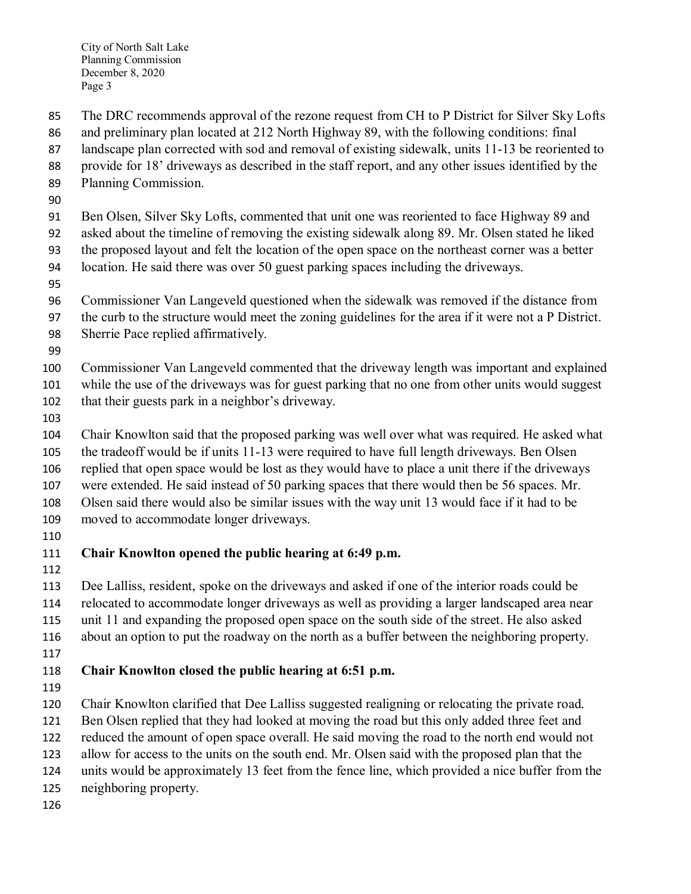The DRC recommends approval of the rezone request from CH to P District for Silver Sky Lofts and preliminary plan located at 212 North Highway 89, with the following conditions: final landscape plan corrected with sod and removal of existing sidewalk, units 11-13 be reoriented to provide for 18' driveways as described in the staff report, and any other issues identified by the Planning Commission.

Ben Olsen, Silver Sky Lofts, commented that unit one was reoriented to face Highway 89 and asked about the timeline of removing the existing sidewalk along 89. Mr. Olsen stated he liked the proposed layout and felt the location of the open space on the northeast corner was a better location. He said there was over 50 guest parking spaces including the driveways.

Commissioner Van Langeveld questioned when the sidewalk was removed if the distance from the curb to the structure would meet the zoning guidelines for the area if it were not a P District. Sherrie Pace replied affirmatively.

Commissioner Van Langeveld commented that the driveway length was important and explained while the use of the driveways was for guest parking that no one from other units would suggest that their guests park in a neighbor's driveway.

Chair Knowlton said that the proposed parking was well over what was required. He asked what the tradeoff would be if units 11-13 were required to have full length driveways. Ben Olsen replied that open space would be lost as they would have to place a unit there if the driveways were extended. He said instead of 50 parking spaces that there would then be 56 spaces. Mr. Olsen said there would also be similar issues with the way unit 13 would face if it had to be moved to accommodate longer driveways.

**Chair Knowlton opened the public hearing at 6:49 p.m.**

Dee Lalliss, resident, spoke on the driveways and asked if one of the interior roads could be relocated to accommodate longer driveways as well as providing a larger landscaped area near unit 11 and expanding the proposed open space on the south side of the street. He also asked about an option to put the roadway on the north as a buffer between the neighboring property.

**Chair Knowlton closed the public hearing at 6:51 p.m.**

Chair Knowlton clarified that Dee Lalliss suggested realigning or relocating the private road. Ben Olsen replied that they had looked at moving the road but this only added three feet and reduced the amount of open space overall. He said moving the road to the north end would not allow for access to the units on the south end. Mr. Olsen said with the proposed plan that the units would be approximately 13 feet from the fence line, which provided a nice buffer from the neighboring property.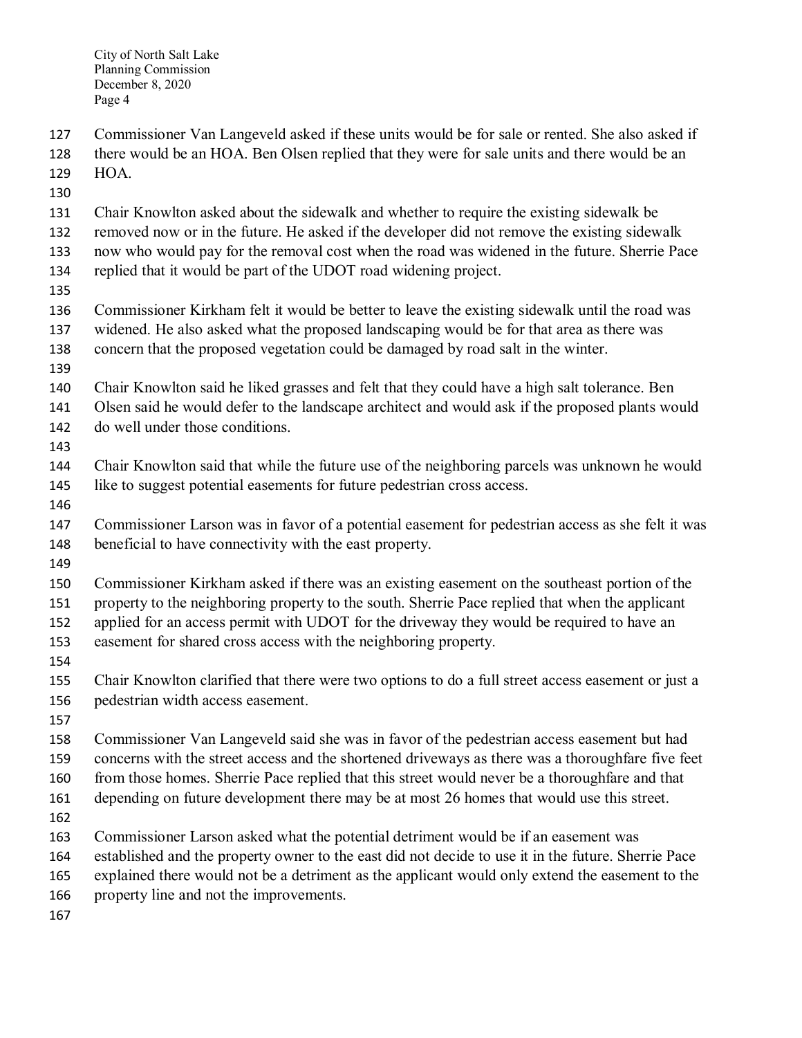Commissioner Van Langeveld asked if these units would be for sale or rented. She also asked if there would be an HOA. Ben Olsen replied that they were for sale units and there would be an HOA.

Chair Knowlton asked about the sidewalk and whether to require the existing sidewalk be removed now or in the future. He asked if the developer did not remove the existing sidewalk now who would pay for the removal cost when the road was widened in the future. Sherrie Pace replied that it would be part of the UDOT road widening project.

Commissioner Kirkham felt it would be better to leave the existing sidewalk until the road was widened. He also asked what the proposed landscaping would be for that area as there was concern that the proposed vegetation could be damaged by road salt in the winter.

Chair Knowlton said he liked grasses and felt that they could have a high salt tolerance. Ben Olsen said he would defer to the landscape architect and would ask if the proposed plants would do well under those conditions.

Chair Knowlton said that while the future use of the neighboring parcels was unknown he would like to suggest potential easements for future pedestrian cross access.

Commissioner Larson was in favor of a potential easement for pedestrian access as she felt it was beneficial to have connectivity with the east property.

Commissioner Kirkham asked if there was an existing easement on the southeast portion of the property to the neighboring property to the south. Sherrie Pace replied that when the applicant applied for an access permit with UDOT for the driveway they would be required to have an easement for shared cross access with the neighboring property.

Chair Knowlton clarified that there were two options to do a full street access easement or just a pedestrian width access easement.

Commissioner Van Langeveld said she was in favor of the pedestrian access easement but had concerns with the street access and the shortened driveways as there was a thoroughfare five feet from those homes. Sherrie Pace replied that this street would never be a thoroughfare and that depending on future development there may be at most 26 homes that would use this street.

Commissioner Larson asked what the potential detriment would be if an easement was established and the property owner to the east did not decide to use it in the future. Sherrie Pace explained there would not be a detriment as the applicant would only extend the easement to the property line and not the improvements.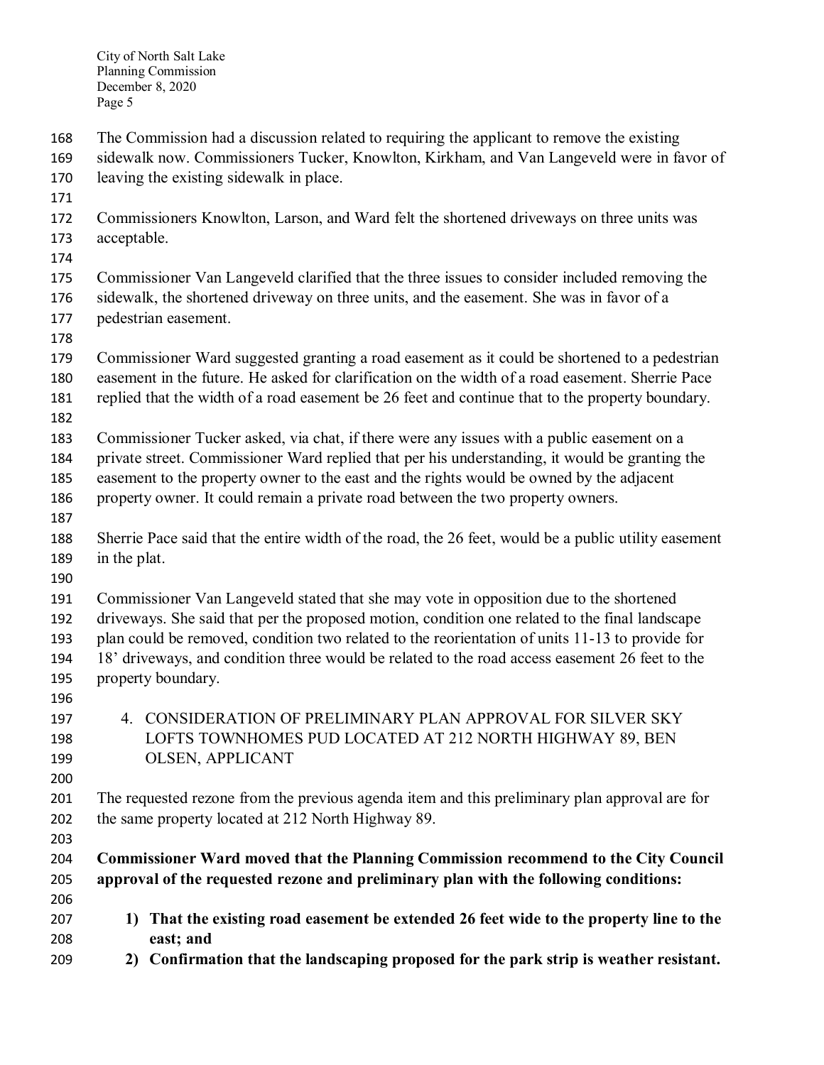The Commission had a discussion related to requiring the applicant to remove the existing sidewalk now. Commissioners Tucker, Knowlton, Kirkham, and Van Langeveld were in favor of leaving the existing sidewalk in place.

Commissioners Knowlton, Larson, and Ward felt the shortened driveways on three units was acceptable.

Commissioner Van Langeveld clarified that the three issues to consider included removing the sidewalk, the shortened driveway on three units, and the easement. She was in favor of a pedestrian easement.

Commissioner Ward suggested granting a road easement as it could be shortened to a pedestrian easement in the future. He asked for clarification on the width of a road easement. Sherrie Pace replied that the width of a road easement be 26 feet and continue that to the property boundary.

Commissioner Tucker asked, via chat, if there were any issues with a public easement on a private street. Commissioner Ward replied that per his understanding, it would be granting the easement to the property owner to the east and the rights would be owned by the adjacent property owner. It could remain a private road between the two property owners.

Sherrie Pace said that the entire width of the road, the 26 feet, would be a public utility easement in the plat.

Commissioner Van Langeveld stated that she may vote in opposition due to the shortened driveways. She said that per the proposed motion, condition one related to the final landscape plan could be removed, condition two related to the reorientation of units 11-13 to provide for 18' driveways, and condition three would be related to the road access easement 26 feet to the property boundary.

4. CONSIDERATION OF PRELIMINARY PLAN APPROVAL FOR SILVER SKY LOFTS TOWNHOMES PUD LOCATED AT 212 NORTH HIGHWAY 89, BEN OLSEN, APPLICANT

The requested rezone from the previous agenda item and this preliminary plan approval are for the same property located at 212 North Highway 89.

**Commissioner Ward moved that the Planning Commission recommend to the City Council approval of the requested rezone and preliminary plan with the following conditions:**

1) **That the existing road easement be extended 26 feet wide to the property line to the east; and**
2) **Confirmation that the landscaping proposed for the park strip is weather resistant.**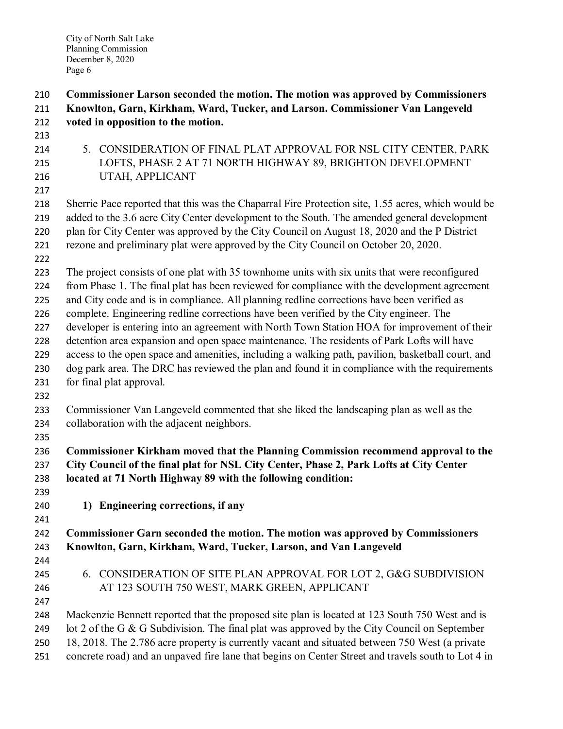**Commissioner Larson seconded the motion. The motion was approved by Commissioners Knowlton, Garn, Kirkham, Ward, Tucker, and Larson. Commissioner Van Langeveld voted in opposition to the motion.**

5. CONSIDERATION OF FINAL PLAT APPROVAL FOR NSL CITY CENTER, PARK LOFTS, PHASE 2 AT 71 NORTH HIGHWAY 89, BRIGHTON DEVELOPMENT UTAH, APPLICANT

Sherrie Pace reported that this was the Chaparral Fire Protection site, 1.55 acres, which would be added to the 3.6 acre City Center development to the South. The amended general development plan for City Center was approved by the City Council on August 18, 2020 and the P District rezone and preliminary plat were approved by the City Council on October 20, 2020.

The project consists of one plat with 35 townhome units with six units that were reconfigured from Phase 1. The final plat has been reviewed for compliance with the development agreement and City code and is in compliance. All planning redline corrections have been verified as complete. Engineering redline corrections have been verified by the City engineer. The developer is entering into an agreement with North Town Station HOA for improvement of their detention area expansion and open space maintenance. The residents of Park Lofts will have access to the open space and amenities, including a walking path, pavilion, basketball court, and dog park area. The DRC has reviewed the plan and found it in compliance with the requirements for final plat approval.

Commissioner Van Langeveld commented that she liked the landscaping plan as well as the collaboration with the adjacent neighbors.

**Commissioner Kirkham moved that the Planning Commission recommend approval to the City Council of the final plat for NSL City Center, Phase 2, Park Lofts at City Center located at 71 North Highway 89 with the following condition:**

1) **Engineering corrections, if any**

**Commissioner Garn seconded the motion. The motion was approved by Commissioners Knowlton, Garn, Kirkham, Ward, Tucker, Larson, and Van Langeveld**

6. CONSIDERATION OF SITE PLAN APPROVAL FOR LOT 2, G&G SUBDIVISION AT 123 SOUTH 750 WEST, MARK GREEN, APPLICANT

Mackenzie Bennett reported that the proposed site plan is located at 123 South 750 West and is lot 2 of the G & G Subdivision. The final plat was approved by the City Council on September 18, 2018. The 2.786 acre property is currently vacant and situated between 750 West (a private concrete road) and an unpaved fire lane that begins on Center Street and travels south to Lot 4 in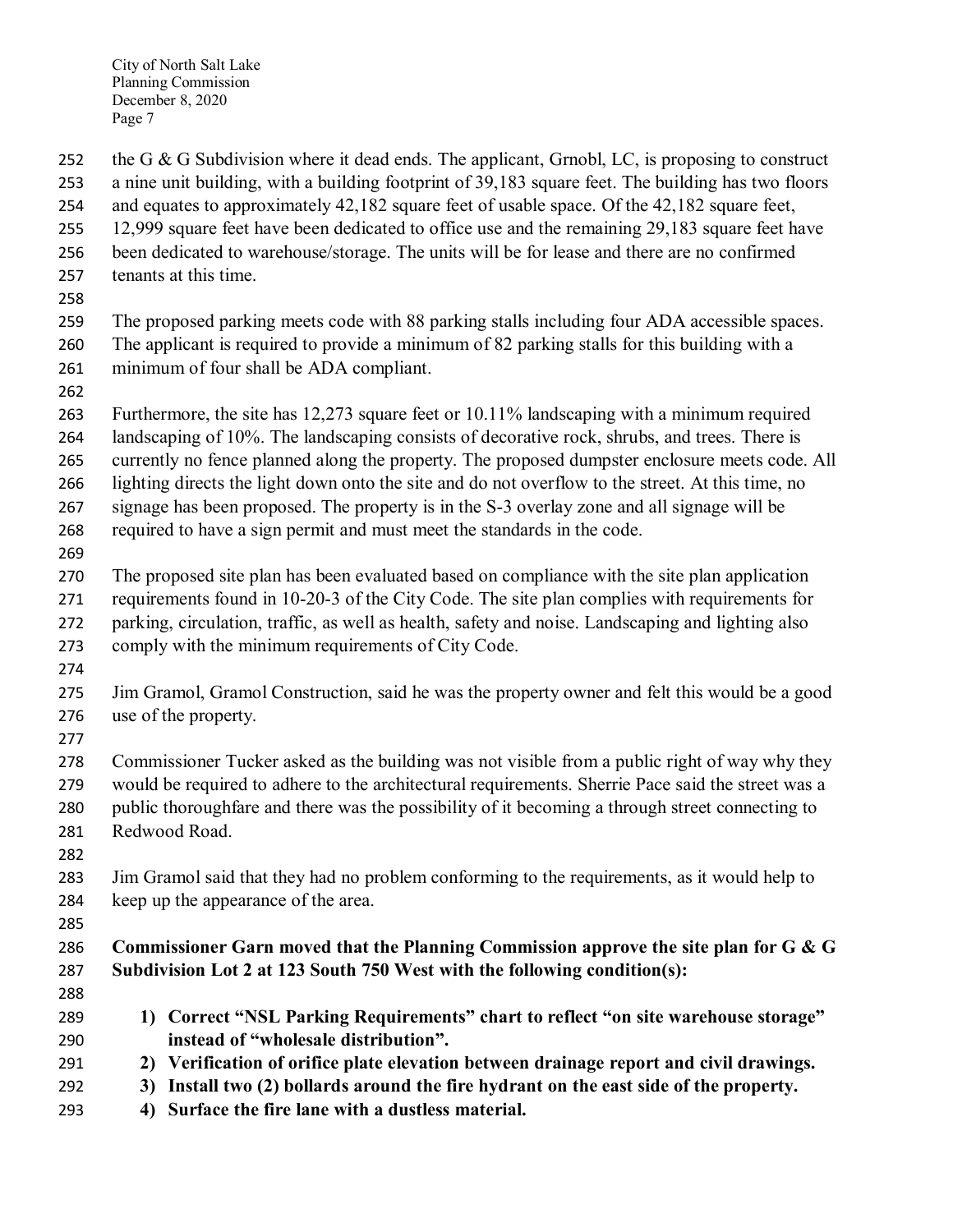the G & G Subdivision where it dead ends. The applicant, Grnobl, LC, is proposing to construct a nine unit building, with a building footprint of 39,183 square feet. The building has two floors and equates to approximately 42,182 square feet of usable space. Of the 42,182 square feet, 12,999 square feet have been dedicated to office use and the remaining 29,183 square feet have been dedicated to warehouse/storage. The units will be for lease and there are no confirmed tenants at this time.

The proposed parking meets code with 88 parking stalls including four ADA accessible spaces. The applicant is required to provide a minimum of 82 parking stalls for this building with a minimum of four shall be ADA compliant.

Furthermore, the site has 12,273 square feet or 10.11% landscaping with a minimum required landscaping of 10%. The landscaping consists of decorative rock, shrubs, and trees. There is currently no fence planned along the property. The proposed dumpster enclosure meets code. All lighting directs the light down onto the site and do not overflow to the street. At this time, no signage has been proposed. The property is in the S-3 overlay zone and all signage will be required to have a sign permit and must meet the standards in the code.

The proposed site plan has been evaluated based on compliance with the site plan application requirements found in 10-20-3 of the City Code. The site plan complies with requirements for parking, circulation, traffic, as well as health, safety and noise. Landscaping and lighting also comply with the minimum requirements of City Code.

Jim Gramol, Gramol Construction, said he was the property owner and felt this would be a good use of the property.

Commissioner Tucker asked as the building was not visible from a public right of way why they would be required to adhere to the architectural requirements. Sherrie Pace said the street was a public thoroughfare and there was the possibility of it becoming a through street connecting to Redwood Road.

Jim Gramol said that they had no problem conforming to the requirements, as it would help to keep up the appearance of the area.

**Commissioner Garn moved that the Planning Commission approve the site plan for G & G Subdivision Lot 2 at 123 South 750 West with the following condition(s):**

1) **Correct "NSL Parking Requirements" chart to reflect "on site warehouse storage" instead of "wholesale distribution".**
2) **Verification of orifice plate elevation between drainage report and civil drawings.**
3) **Install two (2) bollards around the fire hydrant on the east side of the property.**
4) **Surface the fire lane with a dustless material.**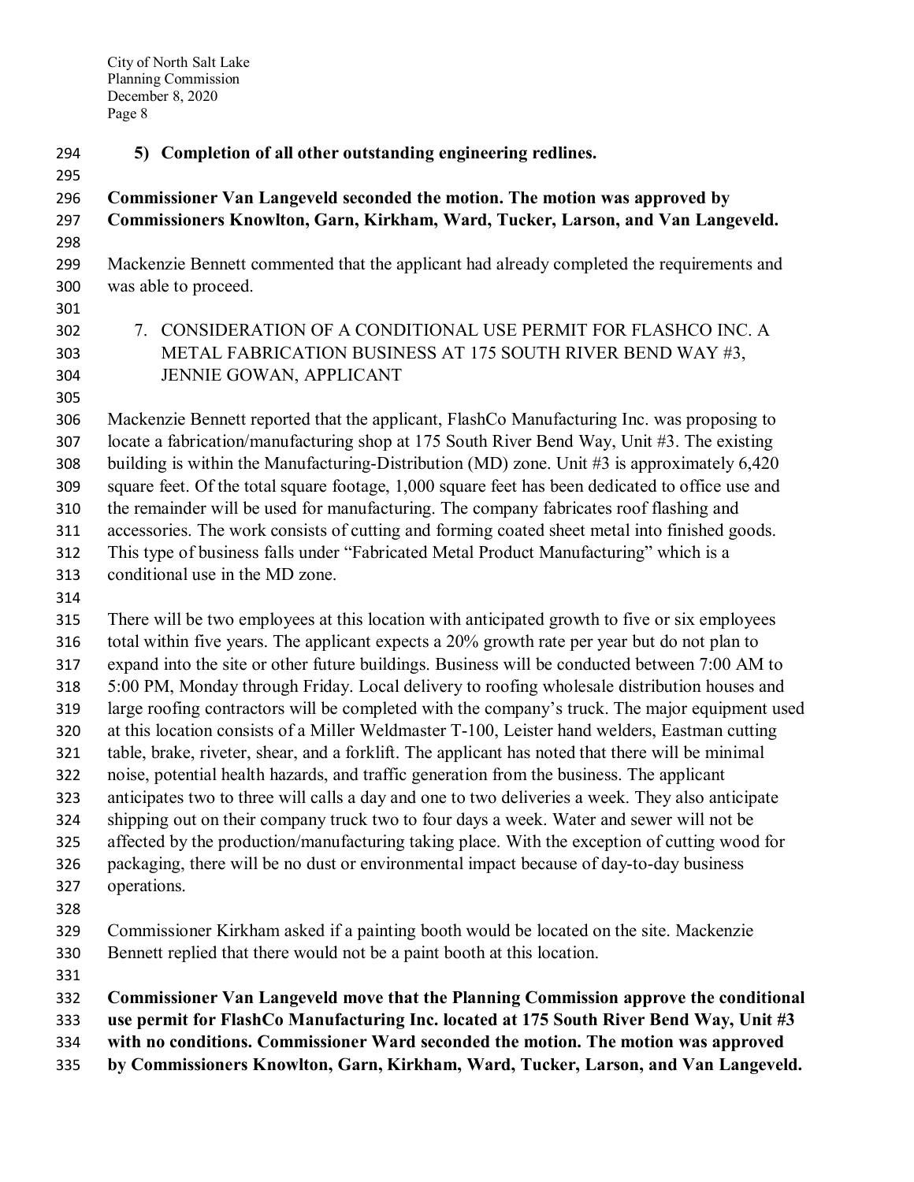**5) Completion of all other outstanding engineering redlines.**

**Commissioner Van Langeveld seconded the motion. The motion was approved by Commissioners Knowlton, Garn, Kirkham, Ward, Tucker, Larson, and Van Langeveld.**

Mackenzie Bennett commented that the applicant had already completed the requirements and was able to proceed.

7. CONSIDERATION OF A CONDITIONAL USE PERMIT FOR FLASHCO INC. A METAL FABRICATION BUSINESS AT 175 SOUTH RIVER BEND WAY #3, JENNIE GOWAN, APPLICANT

Mackenzie Bennett reported that the applicant, FlashCo Manufacturing Inc. was proposing to locate a fabrication/manufacturing shop at 175 South River Bend Way, Unit #3. The existing building is within the Manufacturing-Distribution (MD) zone. Unit #3 is approximately 6,420 square feet. Of the total square footage, 1,000 square feet has been dedicated to office use and the remainder will be used for manufacturing. The company fabricates roof flashing and accessories. The work consists of cutting and forming coated sheet metal into finished goods. This type of business falls under "Fabricated Metal Product Manufacturing" which is a conditional use in the MD zone.

There will be two employees at this location with anticipated growth to five or six employees total within five years. The applicant expects a 20% growth rate per year but do not plan to expand into the site or other future buildings. Business will be conducted between 7:00 AM to 5:00 PM, Monday through Friday. Local delivery to roofing wholesale distribution houses and large roofing contractors will be completed with the company's truck. The major equipment used at this location consists of a Miller Weldmaster T-100, Leister hand welders, Eastman cutting table, brake, riveter, shear, and a forklift. The applicant has noted that there will be minimal noise, potential health hazards, and traffic generation from the business. The applicant anticipates two to three will calls a day and one to two deliveries a week. They also anticipate shipping out on their company truck two to four days a week. Water and sewer will not be affected by the production/manufacturing taking place. With the exception of cutting wood for packaging, there will be no dust or environmental impact because of day-to-day business operations.

Commissioner Kirkham asked if a painting booth would be located on the site. Mackenzie Bennett replied that there would not be a paint booth at this location.

**Commissioner Van Langeveld move that the Planning Commission approve the conditional use permit for FlashCo Manufacturing Inc. located at 175 South River Bend Way, Unit #3 with no conditions. Commissioner Ward seconded the motion. The motion was approved by Commissioners Knowlton, Garn, Kirkham, Ward, Tucker, Larson, and Van Langeveld.**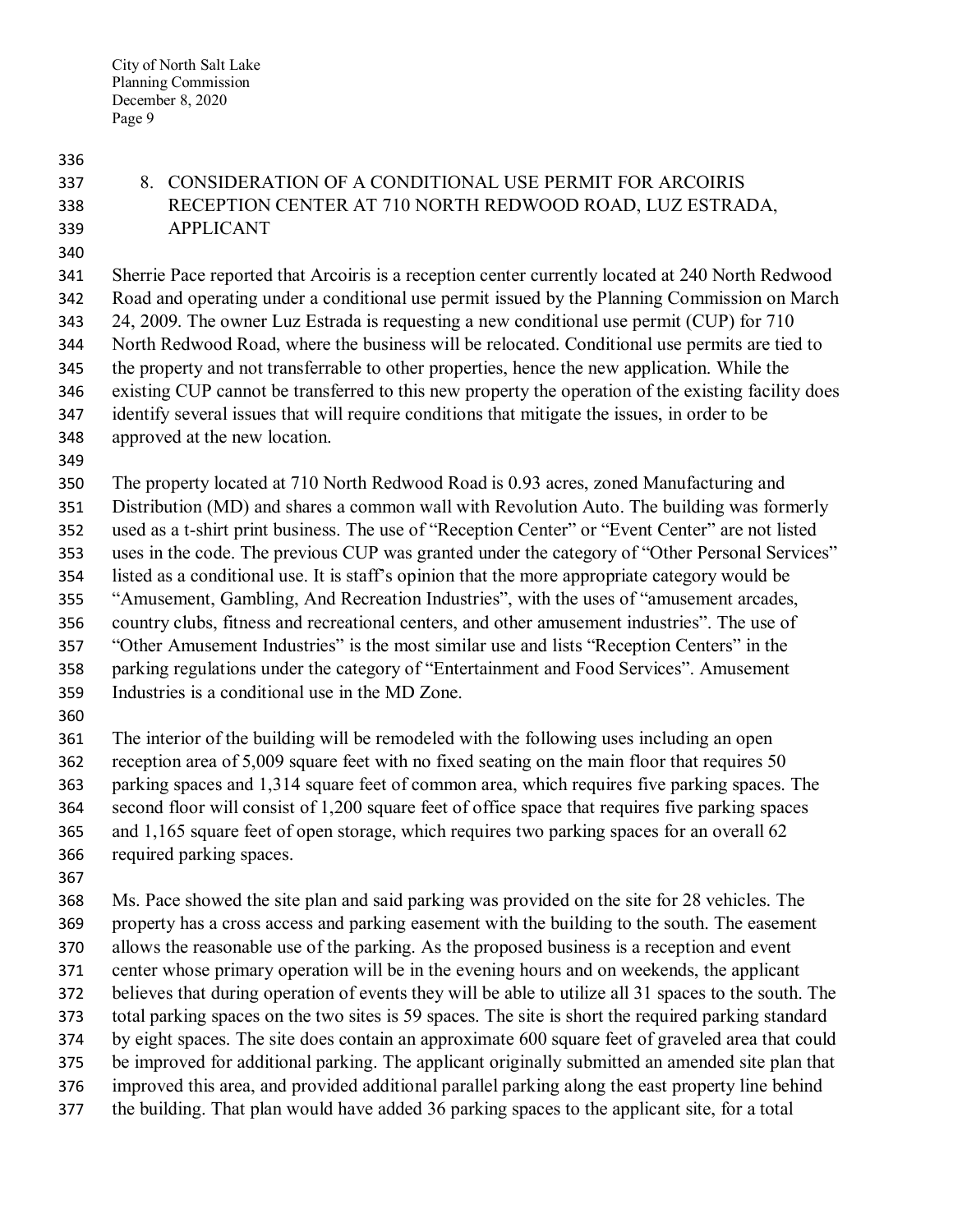## 8. CONSIDERATION OF A CONDITIONAL USE PERMIT FOR ARCOIRIS RECEPTION CENTER AT 710 NORTH REDWOOD ROAD, LUZ ESTRADA, APPLICANT

Sherrie Pace reported that Arcoiris is a reception center currently located at 240 North Redwood Road and operating under a conditional use permit issued by the Planning Commission on March 24, 2009. The owner Luz Estrada is requesting a new conditional use permit (CUP) for 710 North Redwood Road, where the business will be relocated. Conditional use permits are tied to the property and not transferrable to other properties, hence the new application. While the existing CUP cannot be transferred to this new property the operation of the existing facility does identify several issues that will require conditions that mitigate the issues, in order to be approved at the new location.

The property located at 710 North Redwood Road is 0.93 acres, zoned Manufacturing and Distribution (MD) and shares a common wall with Revolution Auto. The building was formerly used as a t-shirt print business. The use of "Reception Center" or "Event Center" are not listed uses in the code. The previous CUP was granted under the category of "Other Personal Services" listed as a conditional use. It is staff's opinion that the more appropriate category would be "Amusement, Gambling, And Recreation Industries", with the uses of "amusement arcades, country clubs, fitness and recreational centers, and other amusement industries". The use of "Other Amusement Industries" is the most similar use and lists "Reception Centers" in the parking regulations under the category of "Entertainment and Food Services". Amusement Industries is a conditional use in the MD Zone.

The interior of the building will be remodeled with the following uses including an open reception area of 5,009 square feet with no fixed seating on the main floor that requires 50 parking spaces and 1,314 square feet of common area, which requires five parking spaces. The second floor will consist of 1,200 square feet of office space that requires five parking spaces and 1,165 square feet of open storage, which requires two parking spaces for an overall 62 required parking spaces.

Ms. Pace showed the site plan and said parking was provided on the site for 28 vehicles. The property has a cross access and parking easement with the building to the south. The easement allows the reasonable use of the parking. As the proposed business is a reception and event center whose primary operation will be in the evening hours and on weekends, the applicant believes that during operation of events they will be able to utilize all 31 spaces to the south. The total parking spaces on the two sites is 59 spaces. The site is short the required parking standard by eight spaces. The site does contain an approximate 600 square feet of graveled area that could be improved for additional parking. The applicant originally submitted an amended site plan that improved this area, and provided additional parallel parking along the east property line behind the building. That plan would have added 36 parking spaces to the applicant site, for a total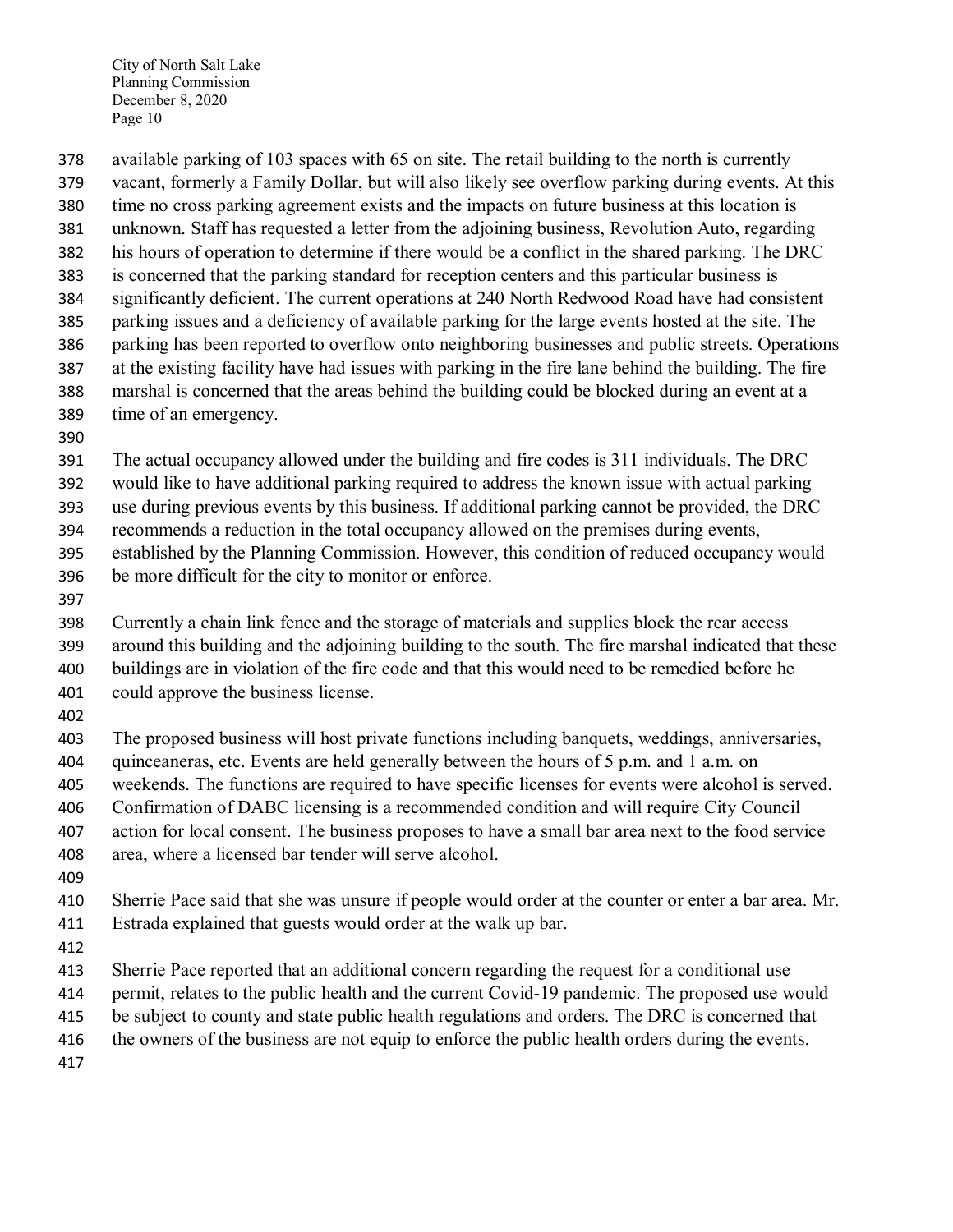available parking of 103 spaces with 65 on site. The retail building to the north is currently vacant, formerly a Family Dollar, but will also likely see overflow parking during events. At this time no cross parking agreement exists and the impacts on future business at this location is unknown. Staff has requested a letter from the adjoining business, Revolution Auto, regarding his hours of operation to determine if there would be a conflict in the shared parking. The DRC is concerned that the parking standard for reception centers and this particular business is significantly deficient. The current operations at 240 North Redwood Road have had consistent parking issues and a deficiency of available parking for the large events hosted at the site. The parking has been reported to overflow onto neighboring businesses and public streets. Operations at the existing facility have had issues with parking in the fire lane behind the building. The fire marshal is concerned that the areas behind the building could be blocked during an event at a time of an emergency.

The actual occupancy allowed under the building and fire codes is 311 individuals. The DRC would like to have additional parking required to address the known issue with actual parking use during previous events by this business. If additional parking cannot be provided, the DRC recommends a reduction in the total occupancy allowed on the premises during events, established by the Planning Commission. However, this condition of reduced occupancy would be more difficult for the city to monitor or enforce.

Currently a chain link fence and the storage of materials and supplies block the rear access around this building and the adjoining building to the south. The fire marshal indicated that these buildings are in violation of the fire code and that this would need to be remedied before he could approve the business license.

The proposed business will host private functions including banquets, weddings, anniversaries, quinceaneras, etc. Events are held generally between the hours of 5 p.m. and 1 a.m. on weekends. The functions are required to have specific licenses for events were alcohol is served. Confirmation of DABC licensing is a recommended condition and will require City Council action for local consent. The business proposes to have a small bar area next to the food service area, where a licensed bar tender will serve alcohol.

Sherrie Pace said that she was unsure if people would order at the counter or enter a bar area. Mr. Estrada explained that guests would order at the walk up bar.

Sherrie Pace reported that an additional concern regarding the request for a conditional use permit, relates to the public health and the current Covid-19 pandemic. The proposed use would be subject to county and state public health regulations and orders. The DRC is concerned that the owners of the business are not equip to enforce the public health orders during the events.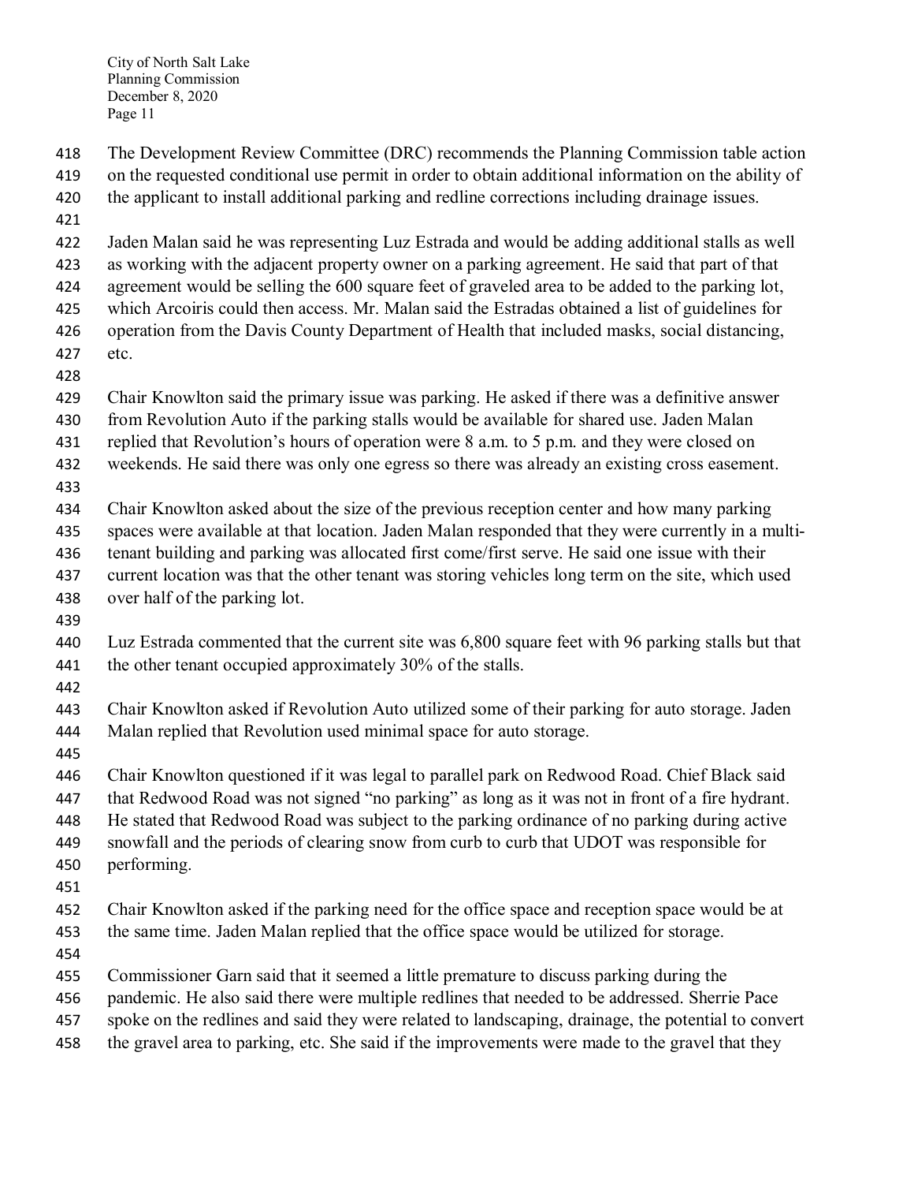The Development Review Committee (DRC) recommends the Planning Commission table action on the requested conditional use permit in order to obtain additional information on the ability of the applicant to install additional parking and redline corrections including drainage issues.

Jaden Malan said he was representing Luz Estrada and would be adding additional stalls as well as working with the adjacent property owner on a parking agreement. He said that part of that agreement would be selling the 600 square feet of graveled area to be added to the parking lot, which Arcoiris could then access. Mr. Malan said the Estradas obtained a list of guidelines for operation from the Davis County Department of Health that included masks, social distancing, etc.

Chair Knowlton said the primary issue was parking. He asked if there was a definitive answer from Revolution Auto if the parking stalls would be available for shared use. Jaden Malan replied that Revolution's hours of operation were 8 a.m. to 5 p.m. and they were closed on weekends. He said there was only one egress so there was already an existing cross easement.

Chair Knowlton asked about the size of the previous reception center and how many parking spaces were available at that location. Jaden Malan responded that they were currently in a multi-tenant building and parking was allocated first come/first serve. He said one issue with their current location was that the other tenant was storing vehicles long term on the site, which used over half of the parking lot.

Luz Estrada commented that the current site was 6,800 square feet with 96 parking stalls but that the other tenant occupied approximately 30% of the stalls.

Chair Knowlton asked if Revolution Auto utilized some of their parking for auto storage. Jaden Malan replied that Revolution used minimal space for auto storage.

Chair Knowlton questioned if it was legal to parallel park on Redwood Road. Chief Black said that Redwood Road was not signed "no parking" as long as it was not in front of a fire hydrant. He stated that Redwood Road was subject to the parking ordinance of no parking during active snowfall and the periods of clearing snow from curb to curb that UDOT was responsible for performing.

Chair Knowlton asked if the parking need for the office space and reception space would be at the same time. Jaden Malan replied that the office space would be utilized for storage.

Commissioner Garn said that it seemed a little premature to discuss parking during the pandemic. He also said there were multiple redlines that needed to be addressed. Sherrie Pace spoke on the redlines and said they were related to landscaping, drainage, the potential to convert the gravel area to parking, etc. She said if the improvements were made to the gravel that they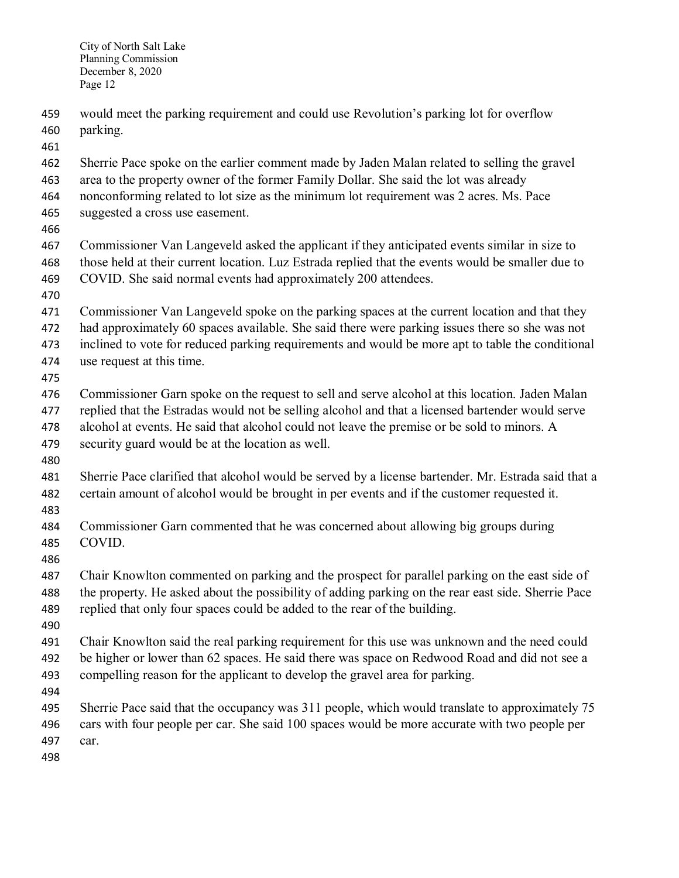would meet the parking requirement and could use Revolution's parking lot for overflow parking.

Sherrie Pace spoke on the earlier comment made by Jaden Malan related to selling the gravel area to the property owner of the former Family Dollar. She said the lot was already nonconforming related to lot size as the minimum lot requirement was 2 acres. Ms. Pace suggested a cross use easement.

Commissioner Van Langeveld asked the applicant if they anticipated events similar in size to those held at their current location. Luz Estrada replied that the events would be smaller due to COVID. She said normal events had approximately 200 attendees.

Commissioner Van Langeveld spoke on the parking spaces at the current location and that they had approximately 60 spaces available. She said there were parking issues there so she was not inclined to vote for reduced parking requirements and would be more apt to table the conditional use request at this time.

Commissioner Garn spoke on the request to sell and serve alcohol at this location. Jaden Malan replied that the Estradas would not be selling alcohol and that a licensed bartender would serve alcohol at events. He said that alcohol could not leave the premise or be sold to minors. A security guard would be at the location as well.

Sherrie Pace clarified that alcohol would be served by a license bartender. Mr. Estrada said that a certain amount of alcohol would be brought in per events and if the customer requested it.

Commissioner Garn commented that he was concerned about allowing big groups during COVID.

Chair Knowlton commented on parking and the prospect for parallel parking on the east side of the property. He asked about the possibility of adding parking on the rear east side. Sherrie Pace replied that only four spaces could be added to the rear of the building.

Chair Knowlton said the real parking requirement for this use was unknown and the need could be higher or lower than 62 spaces. He said there was space on Redwood Road and did not see a compelling reason for the applicant to develop the gravel area for parking.

Sherrie Pace said that the occupancy was 311 people, which would translate to approximately 75 cars with four people per car. She said 100 spaces would be more accurate with two people per car.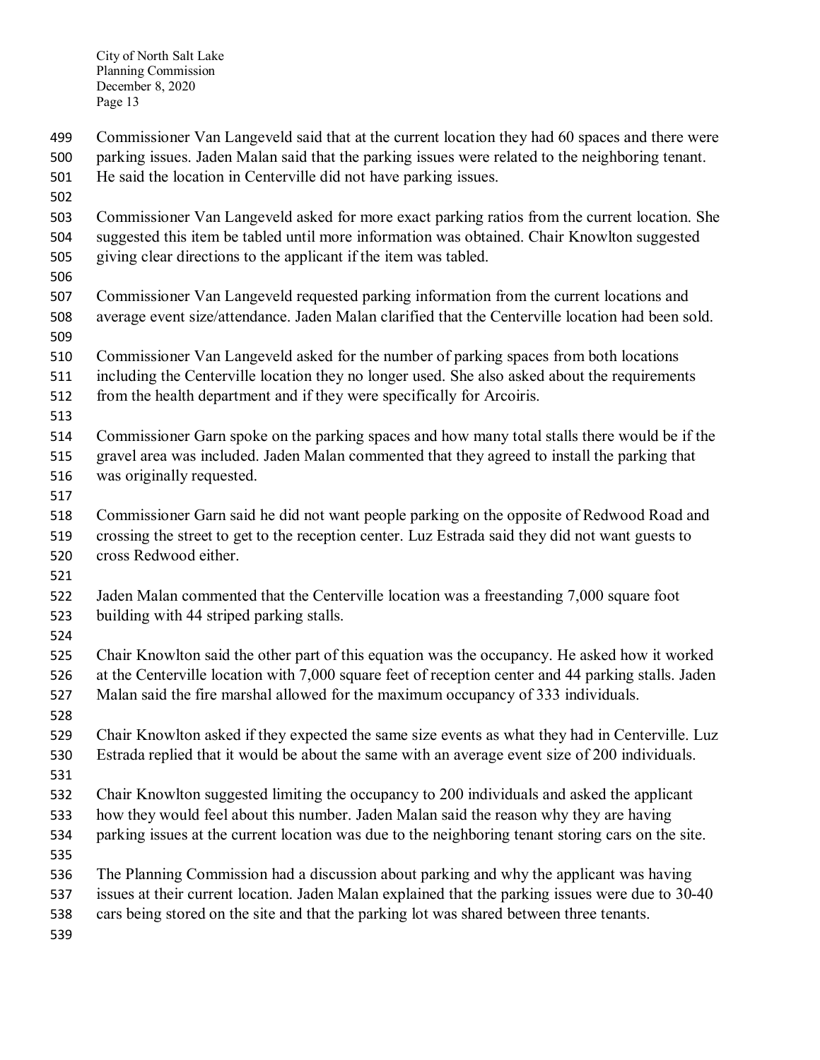Commissioner Van Langeveld said that at the current location they had 60 spaces and there were parking issues. Jaden Malan said that the parking issues were related to the neighboring tenant. He said the location in Centerville did not have parking issues.

Commissioner Van Langeveld asked for more exact parking ratios from the current location. She suggested this item be tabled until more information was obtained. Chair Knowlton suggested giving clear directions to the applicant if the item was tabled.

Commissioner Van Langeveld requested parking information from the current locations and average event size/attendance. Jaden Malan clarified that the Centerville location had been sold.

Commissioner Van Langeveld asked for the number of parking spaces from both locations including the Centerville location they no longer used. She also asked about the requirements from the health department and if they were specifically for Arcoiris.

Commissioner Garn spoke on the parking spaces and how many total stalls there would be if the gravel area was included. Jaden Malan commented that they agreed to install the parking that was originally requested.

Commissioner Garn said he did not want people parking on the opposite of Redwood Road and crossing the street to get to the reception center. Luz Estrada said they did not want guests to cross Redwood either.

Jaden Malan commented that the Centerville location was a freestanding 7,000 square foot building with 44 striped parking stalls.

Chair Knowlton said the other part of this equation was the occupancy. He asked how it worked at the Centerville location with 7,000 square feet of reception center and 44 parking stalls. Jaden Malan said the fire marshal allowed for the maximum occupancy of 333 individuals.

Chair Knowlton asked if they expected the same size events as what they had in Centerville. Luz Estrada replied that it would be about the same with an average event size of 200 individuals.

Chair Knowlton suggested limiting the occupancy to 200 individuals and asked the applicant how they would feel about this number. Jaden Malan said the reason why they are having parking issues at the current location was due to the neighboring tenant storing cars on the site.

The Planning Commission had a discussion about parking and why the applicant was having issues at their current location. Jaden Malan explained that the parking issues were due to 30-40 cars being stored on the site and that the parking lot was shared between three tenants.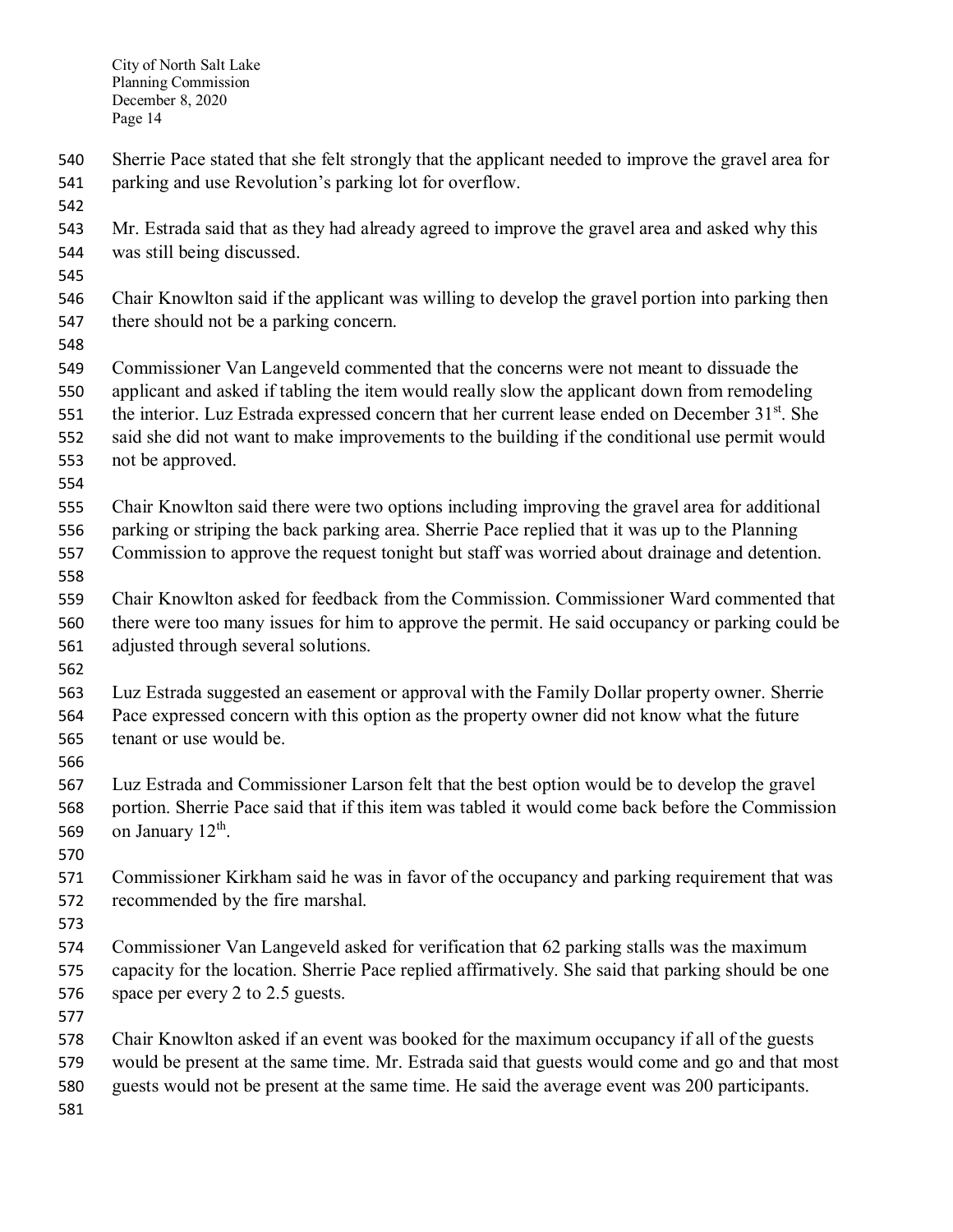Sherrie Pace stated that she felt strongly that the applicant needed to improve the gravel area for parking and use Revolution's parking lot for overflow.

Mr. Estrada said that as they had already agreed to improve the gravel area and asked why this was still being discussed.

Chair Knowlton said if the applicant was willing to develop the gravel portion into parking then there should not be a parking concern.

Commissioner Van Langeveld commented that the concerns were not meant to dissuade the applicant and asked if tabling the item would really slow the applicant down from remodeling the interior. Luz Estrada expressed concern that her current lease ended on December 31st. She said she did not want to make improvements to the building if the conditional use permit would not be approved.

Chair Knowlton said there were two options including improving the gravel area for additional parking or striping the back parking area. Sherrie Pace replied that it was up to the Planning Commission to approve the request tonight but staff was worried about drainage and detention.

Chair Knowlton asked for feedback from the Commission. Commissioner Ward commented that there were too many issues for him to approve the permit. He said occupancy or parking could be adjusted through several solutions.

Luz Estrada suggested an easement or approval with the Family Dollar property owner. Sherrie Pace expressed concern with this option as the property owner did not know what the future tenant or use would be.

Luz Estrada and Commissioner Larson felt that the best option would be to develop the gravel portion. Sherrie Pace said that if this item was tabled it would come back before the Commission on January 12th.

Commissioner Kirkham said he was in favor of the occupancy and parking requirement that was recommended by the fire marshal.

Commissioner Van Langeveld asked for verification that 62 parking stalls was the maximum capacity for the location. Sherrie Pace replied affirmatively. She said that parking should be one space per every 2 to 2.5 guests.

Chair Knowlton asked if an event was booked for the maximum occupancy if all of the guests would be present at the same time. Mr. Estrada said that guests would come and go and that most guests would not be present at the same time. He said the average event was 200 participants.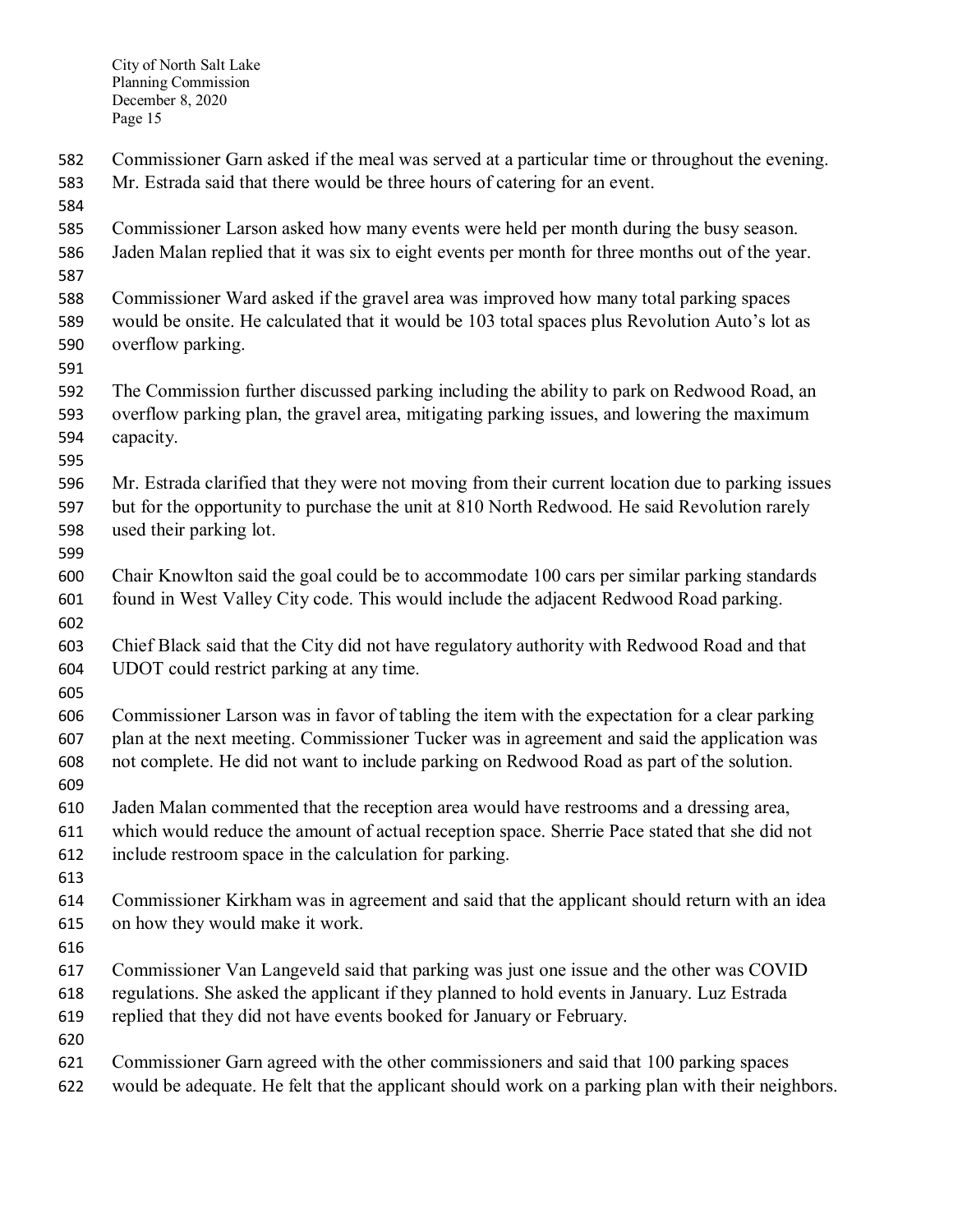Commissioner Garn asked if the meal was served at a particular time or throughout the evening. Mr. Estrada said that there would be three hours of catering for an event.

Commissioner Larson asked how many events were held per month during the busy season. Jaden Malan replied that it was six to eight events per month for three months out of the year.

Commissioner Ward asked if the gravel area was improved how many total parking spaces would be onsite. He calculated that it would be 103 total spaces plus Revolution Auto's lot as overflow parking.

The Commission further discussed parking including the ability to park on Redwood Road, an overflow parking plan, the gravel area, mitigating parking issues, and lowering the maximum capacity.

Mr. Estrada clarified that they were not moving from their current location due to parking issues but for the opportunity to purchase the unit at 810 North Redwood. He said Revolution rarely used their parking lot.

Chair Knowlton said the goal could be to accommodate 100 cars per similar parking standards found in West Valley City code. This would include the adjacent Redwood Road parking.

Chief Black said that the City did not have regulatory authority with Redwood Road and that UDOT could restrict parking at any time.

Commissioner Larson was in favor of tabling the item with the expectation for a clear parking plan at the next meeting. Commissioner Tucker was in agreement and said the application was not complete. He did not want to include parking on Redwood Road as part of the solution.

Jaden Malan commented that the reception area would have restrooms and a dressing area, which would reduce the amount of actual reception space. Sherrie Pace stated that she did not include restroom space in the calculation for parking.

Commissioner Kirkham was in agreement and said that the applicant should return with an idea on how they would make it work.

Commissioner Van Langeveld said that parking was just one issue and the other was COVID regulations. She asked the applicant if they planned to hold events in January. Luz Estrada replied that they did not have events booked for January or February.

Commissioner Garn agreed with the other commissioners and said that 100 parking spaces would be adequate. He felt that the applicant should work on a parking plan with their neighbors.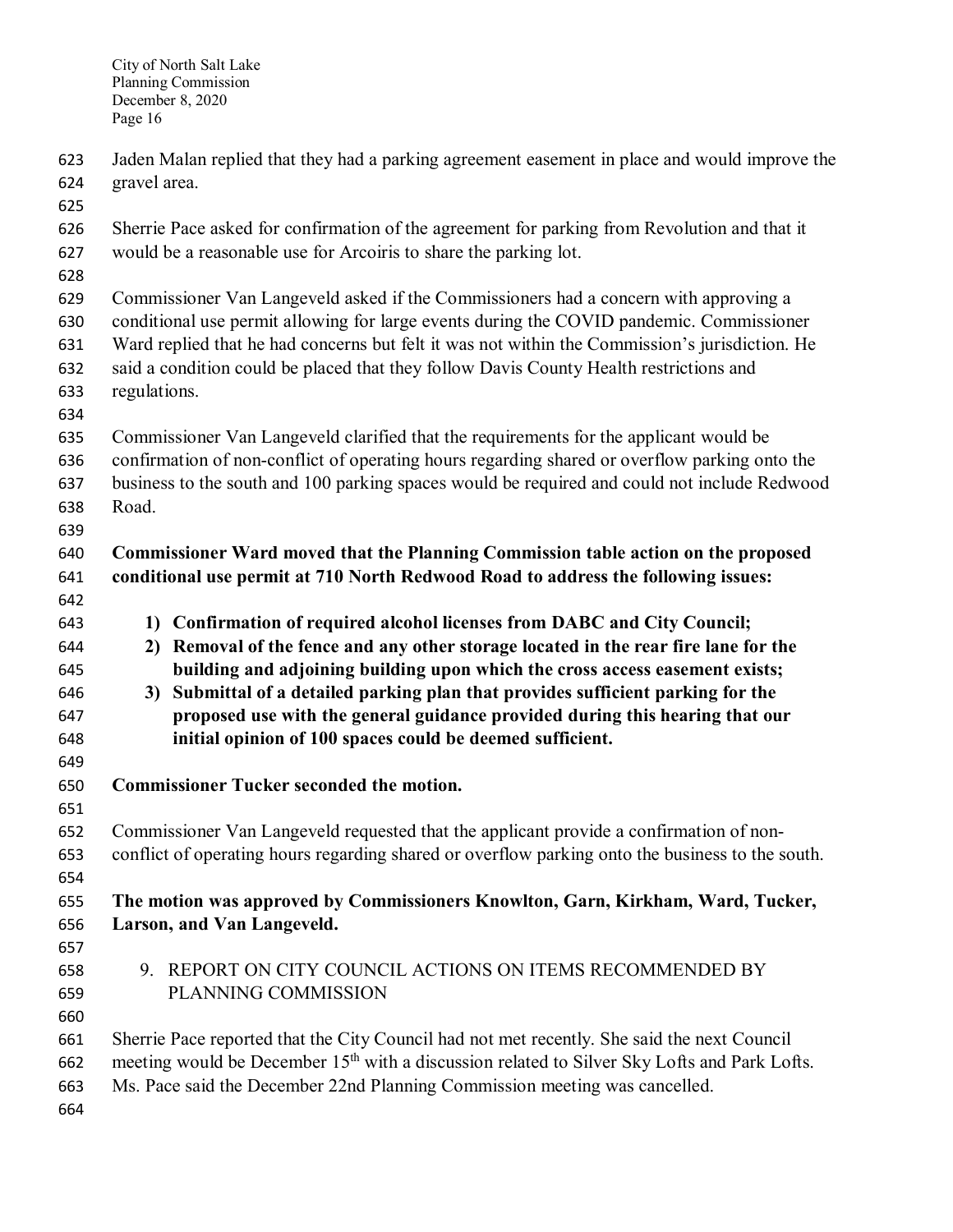Jaden Malan replied that they had a parking agreement easement in place and would improve the gravel area.

Sherrie Pace asked for confirmation of the agreement for parking from Revolution and that it would be a reasonable use for Arcoiris to share the parking lot.

Commissioner Van Langeveld asked if the Commissioners had a concern with approving a conditional use permit allowing for large events during the COVID pandemic. Commissioner Ward replied that he had concerns but felt it was not within the Commission's jurisdiction. He said a condition could be placed that they follow Davis County Health restrictions and regulations.

Commissioner Van Langeveld clarified that the requirements for the applicant would be confirmation of non-conflict of operating hours regarding shared or overflow parking onto the business to the south and 100 parking spaces would be required and could not include Redwood Road.

**Commissioner Ward moved that the Planning Commission table action on the proposed conditional use permit at 710 North Redwood Road to address the following issues:**

1) **Confirmation of required alcohol licenses from DABC and City Council;**
2) **Removal of the fence and any other storage located in the rear fire lane for the building and adjoining building upon which the cross access easement exists;**
3) **Submittal of a detailed parking plan that provides sufficient parking for the proposed use with the general guidance provided during this hearing that our initial opinion of 100 spaces could be deemed sufficient.**

**Commissioner Tucker seconded the motion.**

Commissioner Van Langeveld requested that the applicant provide a confirmation of non-conflict of operating hours regarding shared or overflow parking onto the business to the south.

**The motion was approved by Commissioners Knowlton, Garn, Kirkham, Ward, Tucker, Larson, and Van Langeveld.**

9. REPORT ON CITY COUNCIL ACTIONS ON ITEMS RECOMMENDED BY PLANNING COMMISSION

Sherrie Pace reported that the City Council had not met recently. She said the next Council meeting would be December 15th with a discussion related to Silver Sky Lofts and Park Lofts. Ms. Pace said the December 22nd Planning Commission meeting was cancelled.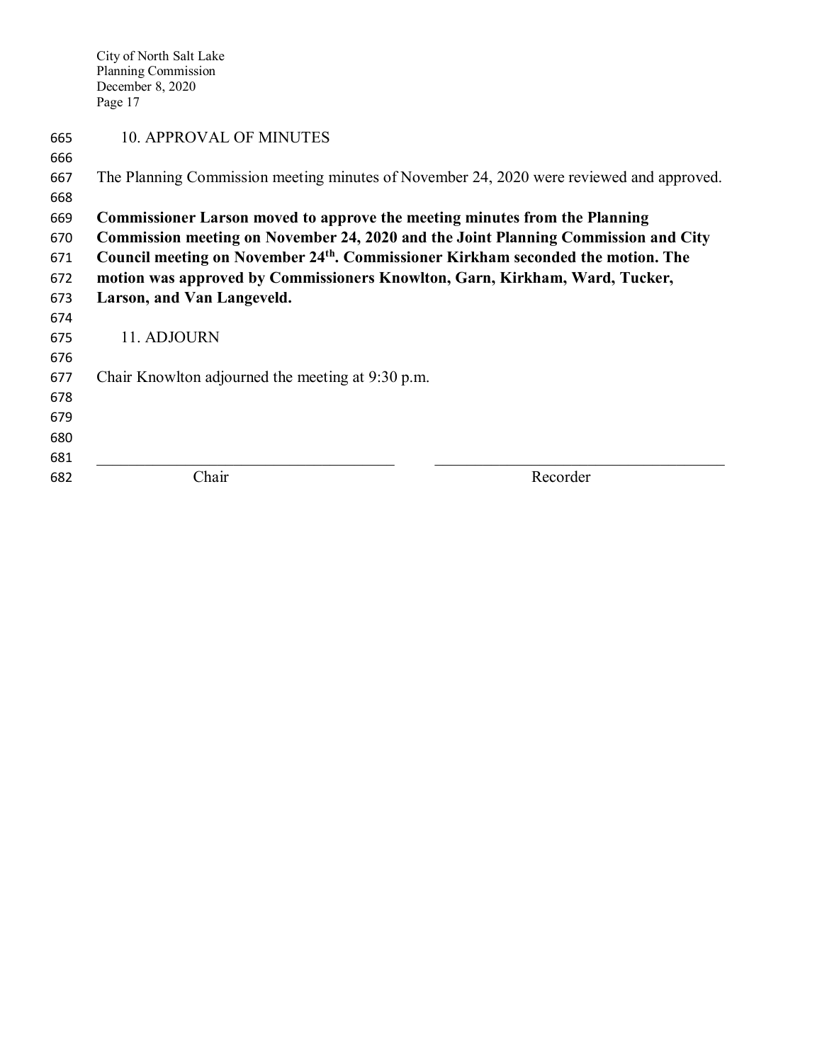## 10. APPROVAL OF MINUTES

The Planning Commission meeting minutes of November 24, 2020 were reviewed and approved.

**Commissioner Larson moved to approve the meeting minutes from the Planning Commission meeting on November 24, 2020 and the Joint Planning Commission and City Council meeting on November 24th. Commissioner Kirkham seconded the motion. The motion was approved by Commissioners Knowlton, Garn, Kirkham, Ward, Tucker, Larson, and Van Langeveld.**

## 11. ADJOURN

Chair Knowlton adjourned the meeting at 9:30 p.m.

\_\_\_\_\_\_\_\_\_\_\_\_\_\_\_\_\_\_\_\_\_\_\_\_\_\_\_\_\_\_\_\_\_\_\_\_
Chair

\_\_\_\_\_\_\_\_\_\_\_\_\_\_\_\_\_\_\_\_\_\_\_\_\_\_\_\_\_\_\_\_\_\_\_\_
Recorder